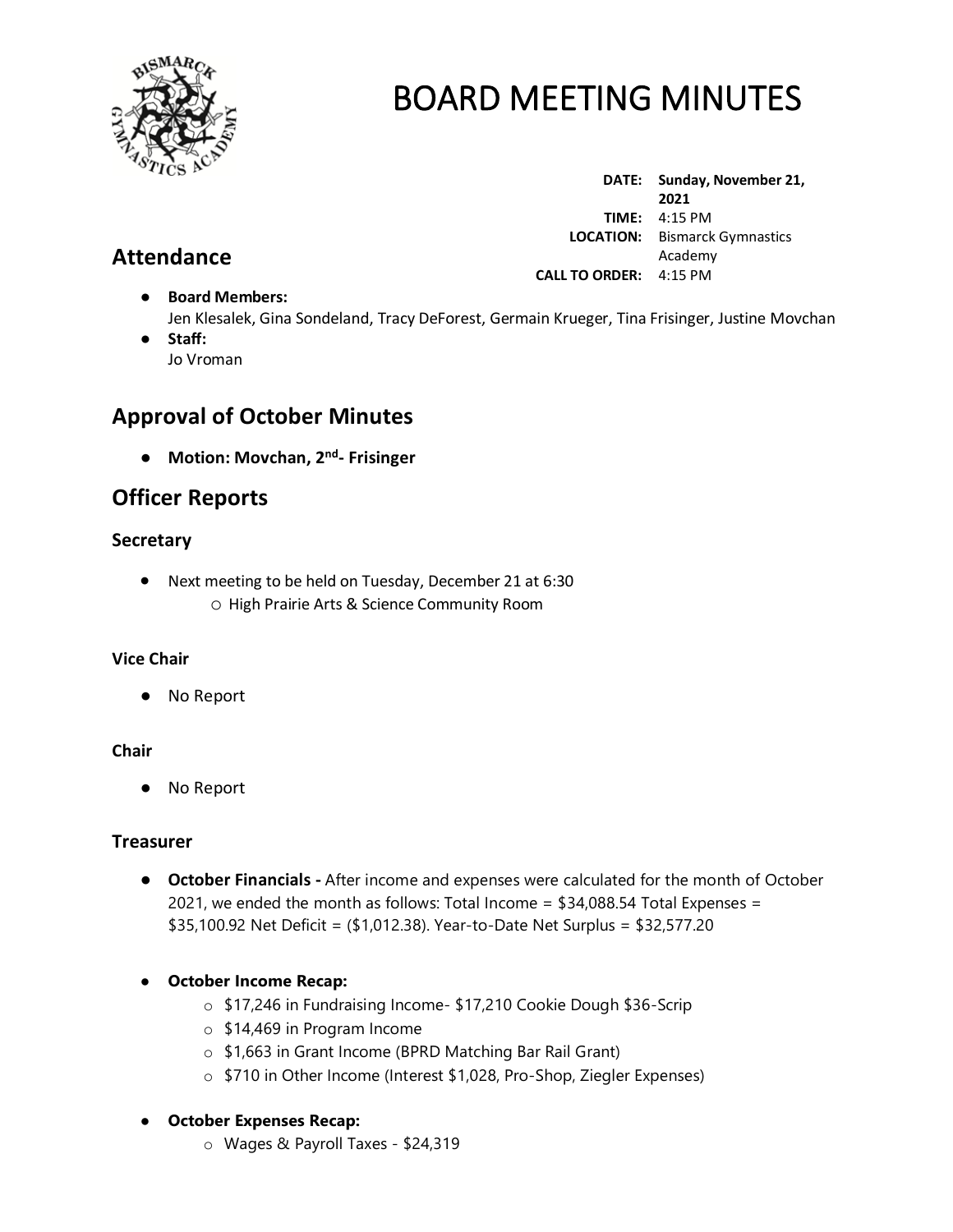# BOARD MEETING MINUTES

**DATE:** Sunday, November 21, 2021
**TIME:** 4:15 PM
**LOCATION:** Bismarck Gymnastics Academy
**CALL TO ORDER:** 4:15 PM

## Attendance

- **Board Members:**
  Jen Klesalek, Gina Sondeland, Tracy DeForest, Germain Krueger, Tina Frisinger, Justine Movchan
- **Staff:**
  Jo Vroman

## Approval of October Minutes

- **Motion: Movchan, 2nd- Frisinger**

## Officer Reports

### Secretary

- Next meeting to be held on Tuesday, December 21 at 6:30
  - High Prairie Arts & Science Community Room

#### Vice Chair

- No Report

#### Chair

- No Report

#### Treasurer

- **October Financials -** After income and expenses were calculated for the month of October 2021, we ended the month as follows: Total Income = $34,088.54 Total Expenses = $35,100.92 Net Deficit = ($1,012.38). Year-to-Date Net Surplus = $32,577.20

- **October Income Recap:**
  - $17,246 in Fundraising Income- $17,210 Cookie Dough $36-Scrip
  - $14,469 in Program Income
  - $1,663 in Grant Income (BPRD Matching Bar Rail Grant)
  - $710 in Other Income (Interest $1,028, Pro-Shop, Ziegler Expenses)

- **October Expenses Recap:**
  - Wages & Payroll Taxes - $24,319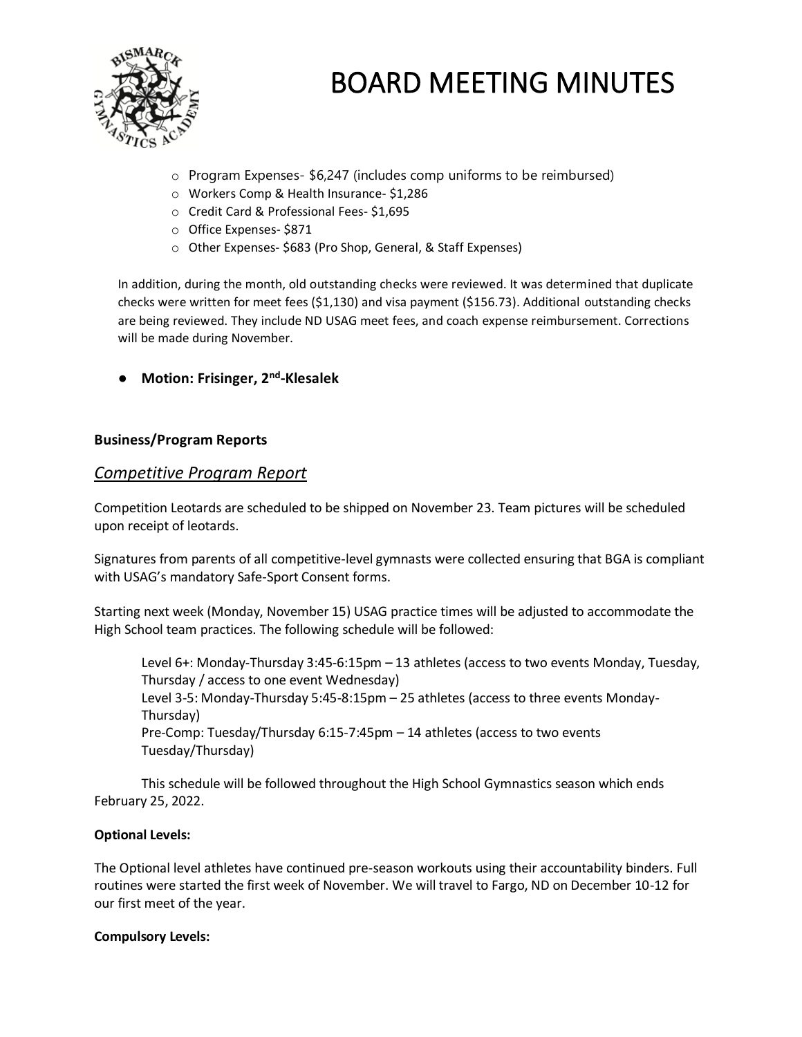- Program Expenses- $6,247 (includes comp uniforms to be reimbursed)
- Workers Comp & Health Insurance- $1,286
- Credit Card & Professional Fees- $1,695
- Office Expenses- $871
- Other Expenses- $683 (Pro Shop, General, & Staff Expenses)

In addition, during the month, old outstanding checks were reviewed. It was determined that duplicate checks were written for meet fees ($1,130) and visa payment ($156.73). Additional outstanding checks are being reviewed. They include ND USAG meet fees, and coach expense reimbursement. Corrections will be made during November.

- **Motion: Frisinger, 2nd-Klesalek**

**Business/Program Reports**

## *Competitive Program Report*

Competition Leotards are scheduled to be shipped on November 23. Team pictures will be scheduled upon receipt of leotards.

Signatures from parents of all competitive-level gymnasts were collected ensuring that BGA is compliant with USAG's mandatory Safe-Sport Consent forms.

Starting next week (Monday, November 15) USAG practice times will be adjusted to accommodate the High School team practices. The following schedule will be followed:

Level 6+: Monday-Thursday 3:45-6:15pm – 13 athletes (access to two events Monday, Tuesday, Thursday / access to one event Wednesday)
Level 3-5: Monday-Thursday 5:45-8:15pm – 25 athletes (access to three events Monday-Thursday)
Pre-Comp: Tuesday/Thursday 6:15-7:45pm – 14 athletes (access to two events Tuesday/Thursday)

This schedule will be followed throughout the High School Gymnastics season which ends February 25, 2022.

**Optional Levels:**

The Optional level athletes have continued pre-season workouts using their accountability binders. Full routines were started the first week of November. We will travel to Fargo, ND on December 10-12 for our first meet of the year.

**Compulsory Levels:**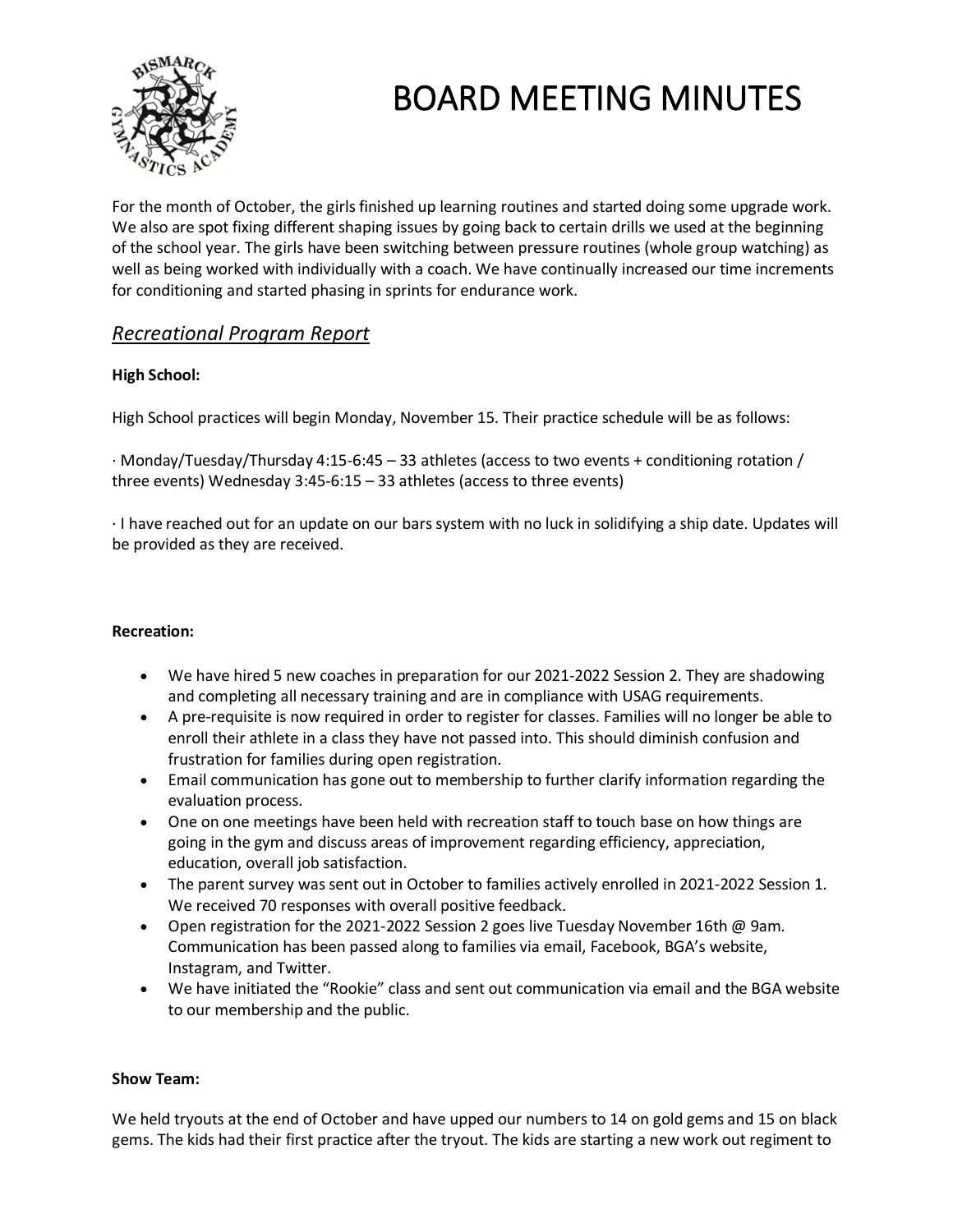# BOARD MEETING MINUTES

For the month of October, the girls finished up learning routines and started doing some upgrade work. We also are spot fixing different shaping issues by going back to certain drills we used at the beginning of the school year. The girls have been switching between pressure routines (whole group watching) as well as being worked with individually with a coach. We have continually increased our time increments for conditioning and started phasing in sprints for endurance work.

## *Recreational Program Report*

**High School:**

High School practices will begin Monday, November 15. Their practice schedule will be as follows:

· Monday/Tuesday/Thursday 4:15-6:45 – 33 athletes (access to two events + conditioning rotation / three events) Wednesday 3:45-6:15 – 33 athletes (access to three events)

· I have reached out for an update on our bars system with no luck in solidifying a ship date. Updates will be provided as they are received.

**Recreation:**

- We have hired 5 new coaches in preparation for our 2021-2022 Session 2. They are shadowing and completing all necessary training and are in compliance with USAG requirements.
- A pre-requisite is now required in order to register for classes. Families will no longer be able to enroll their athlete in a class they have not passed into. This should diminish confusion and frustration for families during open registration.
- Email communication has gone out to membership to further clarify information regarding the evaluation process.
- One on one meetings have been held with recreation staff to touch base on how things are going in the gym and discuss areas of improvement regarding efficiency, appreciation, education, overall job satisfaction.
- The parent survey was sent out in October to families actively enrolled in 2021-2022 Session 1. We received 70 responses with overall positive feedback.
- Open registration for the 2021-2022 Session 2 goes live Tuesday November 16th @ 9am. Communication has been passed along to families via email, Facebook, BGA's website, Instagram, and Twitter.
- We have initiated the "Rookie" class and sent out communication via email and the BGA website to our membership and the public.

**Show Team:**

We held tryouts at the end of October and have upped our numbers to 14 on gold gems and 15 on black gems. The kids had their first practice after the tryout. The kids are starting a new work out regiment to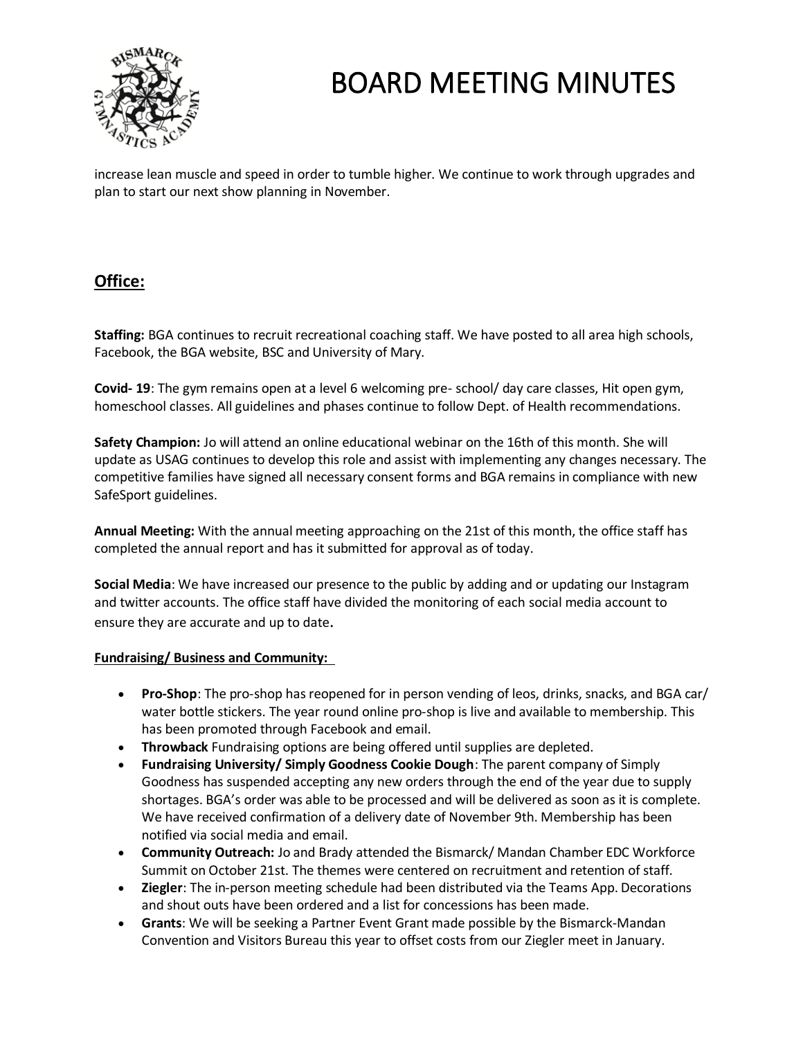increase lean muscle and speed in order to tumble higher. We continue to work through upgrades and plan to start our next show planning in November.

## Office:

**Staffing:** BGA continues to recruit recreational coaching staff. We have posted to all area high schools, Facebook, the BGA website, BSC and University of Mary.

**Covid- 19**: The gym remains open at a level 6 welcoming pre- school/ day care classes, Hit open gym, homeschool classes. All guidelines and phases continue to follow Dept. of Health recommendations.

**Safety Champion:** Jo will attend an online educational webinar on the 16th of this month. She will update as USAG continues to develop this role and assist with implementing any changes necessary. The competitive families have signed all necessary consent forms and BGA remains in compliance with new SafeSport guidelines.

**Annual Meeting:** With the annual meeting approaching on the 21st of this month, the office staff has completed the annual report and has it submitted for approval as of today.

**Social Media**: We have increased our presence to the public by adding and or updating our Instagram and twitter accounts. The office staff have divided the monitoring of each social media account to ensure they are accurate and up to date.

**Fundraising/ Business and Community:**

- **Pro-Shop**: The pro-shop has reopened for in person vending of leos, drinks, snacks, and BGA car/ water bottle stickers. The year round online pro-shop is live and available to membership. This has been promoted through Facebook and email.
- **Throwback** Fundraising options are being offered until supplies are depleted.
- **Fundraising University/ Simply Goodness Cookie Dough**: The parent company of Simply Goodness has suspended accepting any new orders through the end of the year due to supply shortages. BGA's order was able to be processed and will be delivered as soon as it is complete. We have received confirmation of a delivery date of November 9th. Membership has been notified via social media and email.
- **Community Outreach:** Jo and Brady attended the Bismarck/ Mandan Chamber EDC Workforce Summit on October 21st. The themes were centered on recruitment and retention of staff.
- **Ziegler**: The in-person meeting schedule had been distributed via the Teams App. Decorations and shout outs have been ordered and a list for concessions has been made.
- **Grants**: We will be seeking a Partner Event Grant made possible by the Bismarck-Mandan Convention and Visitors Bureau this year to offset costs from our Ziegler meet in January.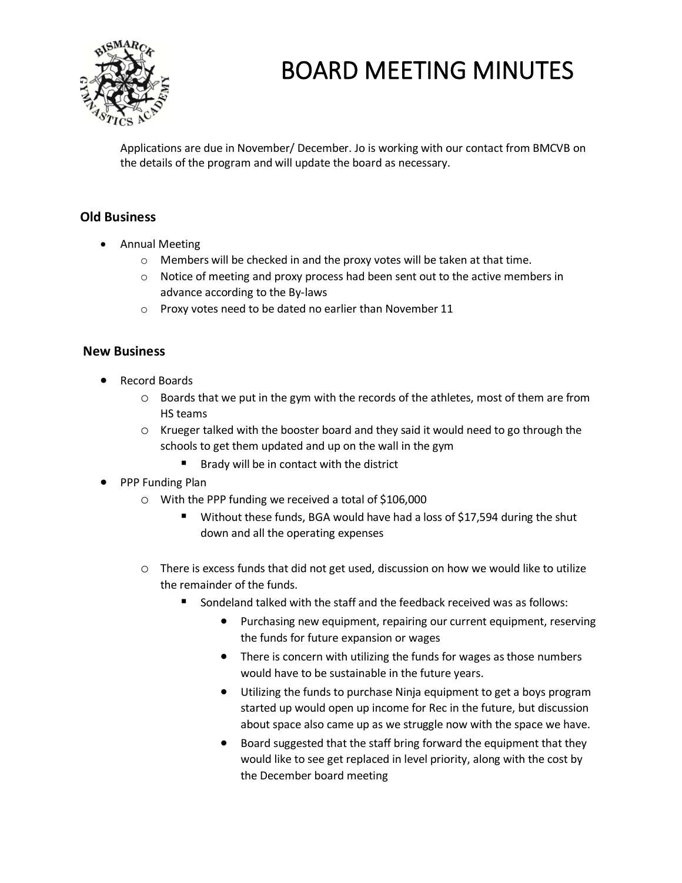Applications are due in November/ December. Jo is working with our contact from BMCVB on the details of the program and will update the board as necessary.

## Old Business

- Annual Meeting
  - Members will be checked in and the proxy votes will be taken at that time.
  - Notice of meeting and proxy process had been sent out to the active members in advance according to the By-laws
  - Proxy votes need to be dated no earlier than November 11

## New Business

- Record Boards
  - Boards that we put in the gym with the records of the athletes, most of them are from HS teams
  - Krueger talked with the booster board and they said it would need to go through the schools to get them updated and up on the wall in the gym
    - Brady will be in contact with the district
- PPP Funding Plan
  - With the PPP funding we received a total of $106,000
    - Without these funds, BGA would have had a loss of $17,594 during the shut down and all the operating expenses
  - There is excess funds that did not get used, discussion on how we would like to utilize the remainder of the funds.
    - Sondeland talked with the staff and the feedback received was as follows:
      - Purchasing new equipment, repairing our current equipment, reserving the funds for future expansion or wages
      - There is concern with utilizing the funds for wages as those numbers would have to be sustainable in the future years.
      - Utilizing the funds to purchase Ninja equipment to get a boys program started up would open up income for Rec in the future, but discussion about space also came up as we struggle now with the space we have.
      - Board suggested that the staff bring forward the equipment that they would like to see get replaced in level priority, along with the cost by the December board meeting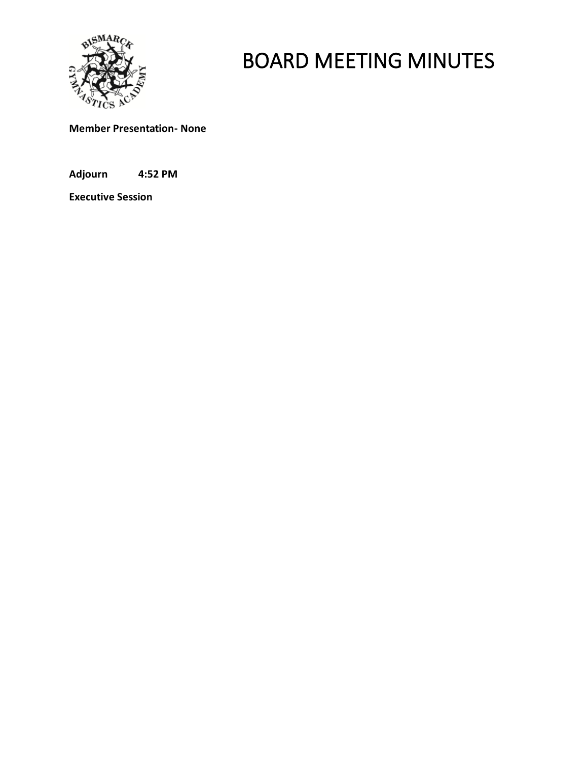# BOARD MEETING MINUTES

**Member Presentation- None**

**Adjourn 4:52 PM**

**Executive Session**